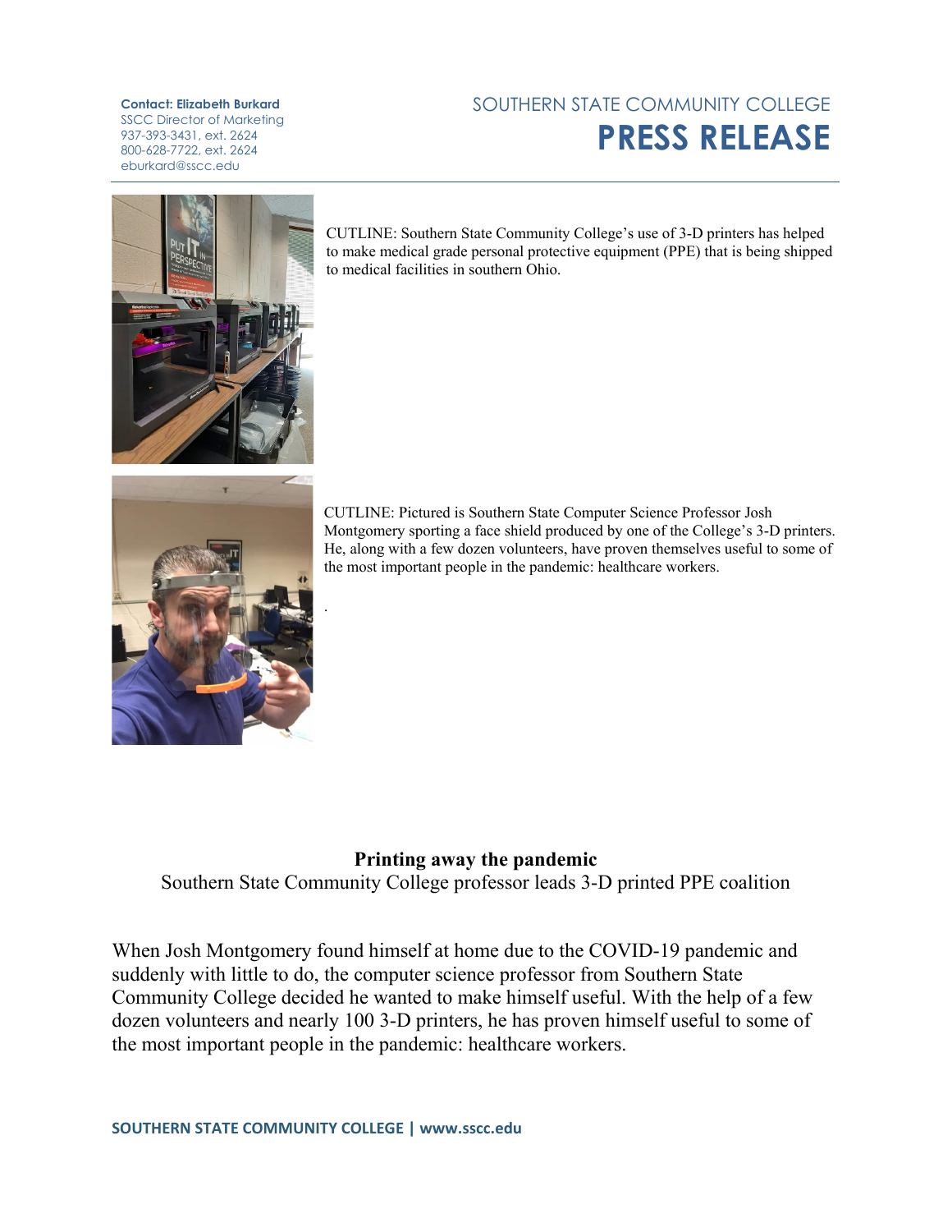**Contact: Elizabeth Burkard**
SSCC Director of Marketing
937-393-3431, ext. 2624
800-628-7722, ext. 2624
eburkard@sscc.edu

SOUTHERN STATE COMMUNITY COLLEGE

# PRESS RELEASE

CUTLINE: Southern State Community College's use of 3-D printers has helped to make medical grade personal protective equipment (PPE) that is being shipped to medical facilities in southern Ohio.

CUTLINE: Pictured is Southern State Computer Science Professor Josh Montgomery sporting a face shield produced by one of the College's 3-D printers. He, along with a few dozen volunteers, have proven themselves useful to some of the most important people in the pandemic: healthcare workers.

## Printing away the pandemic

Southern State Community College professor leads 3-D printed PPE coalition

When Josh Montgomery found himself at home due to the COVID-19 pandemic and suddenly with little to do, the computer science professor from Southern State Community College decided he wanted to make himself useful. With the help of a few dozen volunteers and nearly 100 3-D printers, he has proven himself useful to some of the most important people in the pandemic: healthcare workers.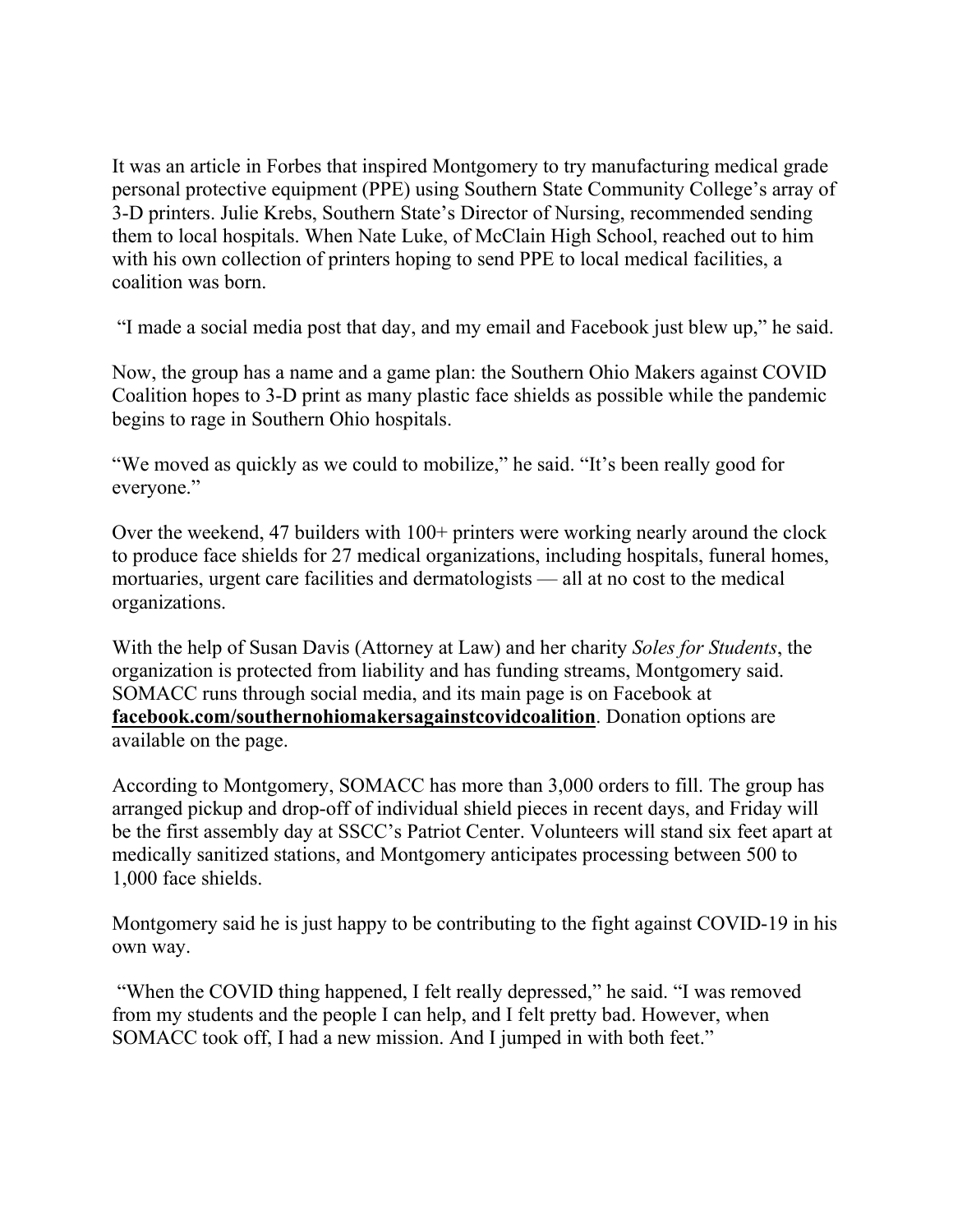It was an article in Forbes that inspired Montgomery to try manufacturing medical grade personal protective equipment (PPE) using Southern State Community College's array of 3-D printers. Julie Krebs, Southern State's Director of Nursing, recommended sending them to local hospitals. When Nate Luke, of McClain High School, reached out to him with his own collection of printers hoping to send PPE to local medical facilities, a coalition was born.

"I made a social media post that day, and my email and Facebook just blew up," he said.

Now, the group has a name and a game plan: the Southern Ohio Makers against COVID Coalition hopes to 3-D print as many plastic face shields as possible while the pandemic begins to rage in Southern Ohio hospitals.

"We moved as quickly as we could to mobilize," he said. "It's been really good for everyone."

Over the weekend, 47 builders with 100+ printers were working nearly around the clock to produce face shields for 27 medical organizations, including hospitals, funeral homes, mortuaries, urgent care facilities and dermatologists — all at no cost to the medical organizations.

With the help of Susan Davis (Attorney at Law) and her charity *Soles for Students*, the organization is protected from liability and has funding streams, Montgomery said. SOMACC runs through social media, and its main page is on Facebook at **facebook.com/southernohiomakersagainstcovidcoalition**. Donation options are available on the page.

According to Montgomery, SOMACC has more than 3,000 orders to fill. The group has arranged pickup and drop-off of individual shield pieces in recent days, and Friday will be the first assembly day at SSCC's Patriot Center. Volunteers will stand six feet apart at medically sanitized stations, and Montgomery anticipates processing between 500 to 1,000 face shields.

Montgomery said he is just happy to be contributing to the fight against COVID-19 in his own way.

"When the COVID thing happened, I felt really depressed," he said. "I was removed from my students and the people I can help, and I felt pretty bad. However, when SOMACC took off, I had a new mission. And I jumped in with both feet."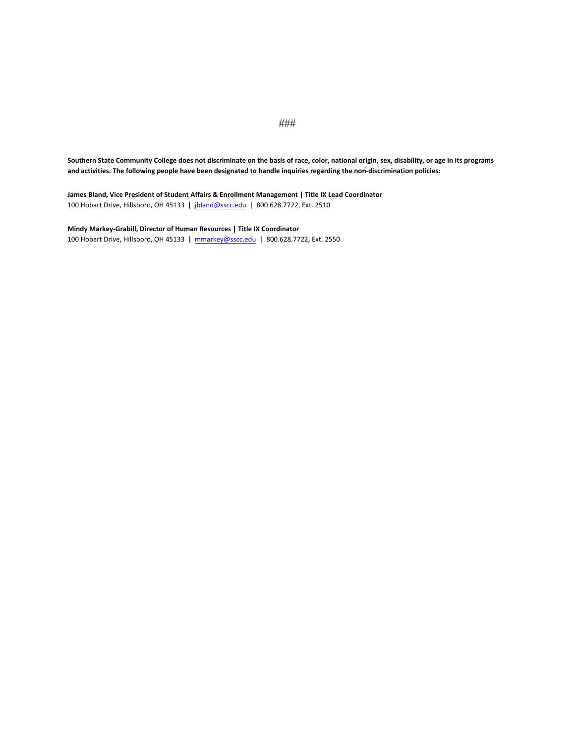###

**Southern State Community College does not discriminate on the basis of race, color, national origin, sex, disability, or age in its programs and activities. The following people have been designated to handle inquiries regarding the non-discrimination policies:**

**James Bland, Vice President of Student Affairs & Enrollment Management | Title IX Lead Coordinator**
100 Hobart Drive, Hillsboro, OH 45133 | jbland@sscc.edu | 800.628.7722, Ext. 2510

**Mindy Markey-Grabill, Director of Human Resources | Title IX Coordinator**
100 Hobart Drive, Hillsboro, OH 45133 | mmarkey@sscc.edu | 800.628.7722, Ext. 2550